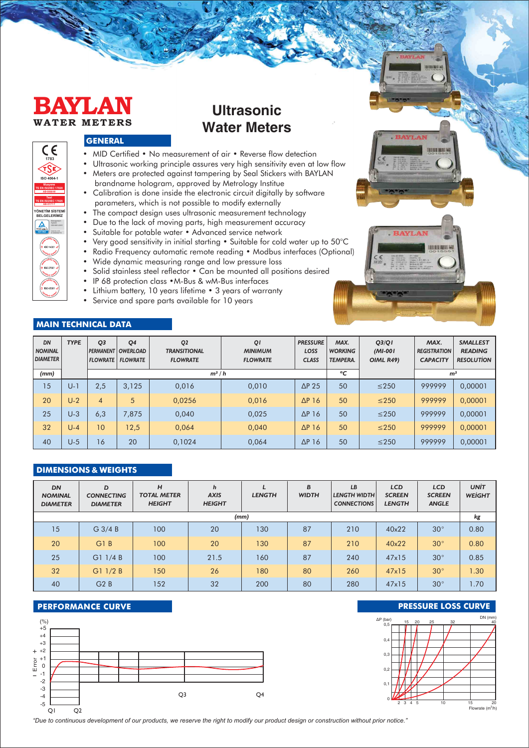# BAYLAN

WATER METERS

# Ultrasonic Water Meters

## GENERAL

- MID Certified • No measurement of air • Reverse flow detection
- Ultrasonic working principle assures very high sensitivity even at low flow
- Meters are protected against tampering by Seal Stickers with BAYLAN brandname hologram, approved by Metrology Institue
- Calibration is done inside the electronic circuit digitally by software parameters, which is not possible to modify externally
- The compact design uses ultrasonic measurement technology
- Due to the lack of moving parts, high measurement accuracy
- Suitable for potable water • Advanced service network
- Very good sensitivity in initial starting • Suitable for cold water up to 50°C
- Radio Frequency automatic remote reading • Modbus interfaces (Optional)
- Wide dynamic measuring range and low pressure loss
- Solid stainless steel reflector • Can be mounted all positions desired
- IP 68 protection class •M-Bus & wM-Bus interfaces
- Lithium battery, 10 years lifetime • 3 years of warranty
- Service and spare parts available for 10 years

## MAIN TECHNICAL DATA

| DN NOMINAL DIAMETER | TYPE | Q3 PERMANENT FLOWRATE | Q4 OWERLOAD FLOWRATE | Q2 TRANSITIONAL FLOWRATE | QI MINIMUM FLOWRATE | PRESSURE LOSS CLASS | MAX. WORKING TEMPERA. | Q3/QI (MI-001 OIML R49) | MAX. REGISTRATION CAPACITY | SMALLEST READING RESOLUTİON |
|---|---|---|---|---|---|---|---|---|---|---|
| (mm) | | $m^3/h$ | | | | | °C | | $m^3$ | |
| 15 | U-1 | 2,5 | 3,125 | 0,016 | 0,010 | ΔP 25 | 50 | ≤250 | 999999 | 0,00001 |
| 20 | U-2 | 4 | 5 | 0,0256 | 0,016 | ΔP 16 | 50 | ≤250 | 999999 | 0,00001 |
| 25 | U-3 | 6,3 | 7,875 | 0,040 | 0,025 | ΔP 16 | 50 | ≤250 | 999999 | 0,00001 |
| 32 | U-4 | 10 | 12,5 | 0,064 | 0,040 | ΔP 16 | 50 | ≤250 | 999999 | 0,00001 |
| 40 | U-5 | 16 | 20 | 0,1024 | 0,064 | ΔP 16 | 50 | ≤250 | 999999 | 0,00001 |

## DIMENSIONS & WEIGHTS

| DN NOMINAL DIAMETER | D CONNECTING DIAMETER | H TOTAL METER HEIGHT | h AXIS HEIGHT | L LENGTH | B WIDTH | LB LENGTH WIDTH CONNECTIONS | LCD SCREEN LENGTH | LCD SCREEN ANGLE | UNİT WEİGHT |
|---|---|---|---|---|---|---|---|---|---|
| (mm) | | | | | | | | | kg |
| 15 | G 3/4 B | 100 | 20 | 130 | 87 | 210 | 40x22 | 30° | 0.80 |
| 20 | G1 B | 100 | 20 | 130 | 87 | 210 | 40x22 | 30° | 0.80 |
| 25 | G1 1/4 B | 100 | 21.5 | 160 | 87 | 240 | 47x15 | 30° | 0.85 |
| 32 | G1 1/2 B | 150 | 26 | 180 | 80 | 260 | 47x15 | 30° | 1.30 |
| 40 | G2 B | 152 | 32 | 200 | 80 | 280 | 47x15 | 30° | 1.70 |

## PERFORMANCE CURVE

## PRESSURE LOSS CURVE

*"Due to continuous development of our products, we reserve the right to modify our product design or construction without prior notice."*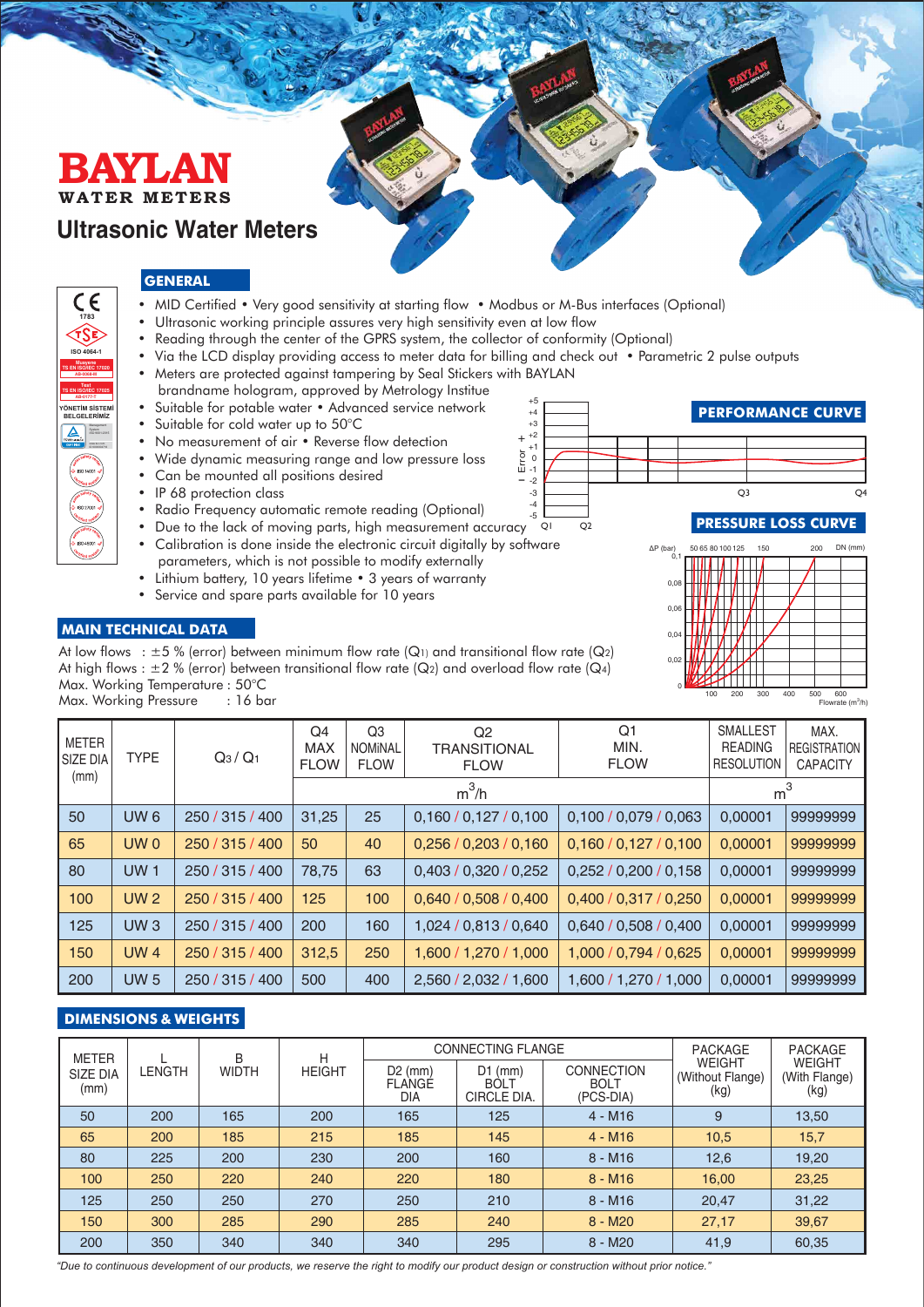# BAYLAN
WATER METERS

## Ultrasonic Water Meters

### GENERAL

- MID Certified • Very good sensitivity at starting flow • Modbus or M-Bus interfaces (Optional)
- Ultrasonic working principle assures very high sensitivity even at low flow
- Reading through the center of the GPRS system, the collector of conformity (Optional)
- Via the LCD display providing access to meter data for billing and check out • Parametric 2 pulse outputs
- Meters are protected against tampering by Seal Stickers with BAYLAN brandname hologram, approved by Metrology Institue
- Suitable for potable water • Advanced service network
- Suitable for cold water up to 50°C
- No measurement of air • Reverse flow detection
- Wide dynamic measuring range and low pressure loss
- Can be mounted all positions desired
- IP 68 protection class
- Radio Frequency automatic remote reading (Optional)
- Due to the lack of moving parts, high measurement accuracy
- Calibration is done inside the electronic circuit digitally by software parameters, which is not possible to modify externally
- Lithium battery, 10 years lifetime • 3 years of warranty
- Service and spare parts available for 10 years

**PERFORMANCE CURVE**

+5 +4 +3 +2 +1 0 -1 -2 -3 -4 -5
+ Error −
Ql Q2 Q3 Q4

**PRESSURE LOSS CURVE**

ΔP (bar)
0,1 0,08 0,06 0,04 0,02 0
50 65 80 100 125 150 200 DN (mm)
100 200 300 400 500 600
Flowrate ($m^3$/h)

### MAIN TECHNICAL DATA

At low flows : ±5 % (error) between minimum flow rate ($Q_1$) and transitional flow rate ($Q_2$)
At high flows : ±2 % (error) between transitional flow rate ($Q_2$) and overload flow rate ($Q_4$)
Max. Working Temperature : 50°C
Max. Working Pressure : 16 bar

| METER SIZE DIA (mm) | TYPE | $Q_3$ / $Q_1$ | Q4 MAX FLOW | Q3 NOMINAL FLOW | Q2 TRANSITIONAL FLOW | Q1 MIN. FLOW | SMALLEST READING RESOLUTION | MAX. REGISTRATION CAPACITY |
|---|---|---|---|---|---|---|---|---|
| | | | $m^3$/h | | | | $m^3$ | |
| 50 | UW 6 | 250 / 315 / 400 | 31,25 | 25 | 0,160 / 0,127 / 0,100 | 0,100 / 0,079 / 0,063 | 0,00001 | 99999999 |
| 65 | UW 0 | 250 / 315 / 400 | 50 | 40 | 0,256 / 0,203 / 0,160 | 0,160 / 0,127 / 0,100 | 0,00001 | 99999999 |
| 80 | UW 1 | 250 / 315 / 400 | 78,75 | 63 | 0,403 / 0,320 / 0,252 | 0,252 / 0,200 / 0,158 | 0,00001 | 99999999 |
| 100 | UW 2 | 250 / 315 / 400 | 125 | 100 | 0,640 / 0,508 / 0,400 | 0,400 / 0,317 / 0,250 | 0,00001 | 99999999 |
| 125 | UW 3 | 250 / 315 / 400 | 200 | 160 | 1,024 / 0,813 / 0,640 | 0,640 / 0,508 / 0,400 | 0,00001 | 99999999 |
| 150 | UW 4 | 250 / 315 / 400 | 312,5 | 250 | 1,600 / 1,270 / 1,000 | 1,000 / 0,794 / 0,625 | 0,00001 | 99999999 |
| 200 | UW 5 | 250 / 315 / 400 | 500 | 400 | 2,560 / 2,032 / 1,600 | 1,600 / 1,270 / 1,000 | 0,00001 | 99999999 |

### DIMENSIONS & WEIGHTS

| METER SIZE DIA (mm) | L LENGTH | B WIDTH | H HEIGHT | CONNECTING FLANGE | | | PACKAGE WEIGHT (Without Flange) (kg) | PACKAGE WEIGHT (With Flange) (kg) |
|---|---|---|---|---|---|---|---|---|
| | | | | D2 (mm) FLANGE DIA | D1 (mm) BOLT CIRCLE DIA. | CONNECTION BOLT (PCS-DIA) | | |
| 50 | 200 | 165 | 200 | 165 | 125 | 4 - M16 | 9 | 13,50 |
| 65 | 200 | 185 | 215 | 185 | 145 | 4 - M16 | 10,5 | 15,7 |
| 80 | 225 | 200 | 230 | 200 | 160 | 8 - M16 | 12,6 | 19,20 |
| 100 | 250 | 220 | 240 | 220 | 180 | 8 - M16 | 16,00 | 23,25 |
| 125 | 250 | 250 | 270 | 250 | 210 | 8 - M16 | 20,47 | 31,22 |
| 150 | 300 | 285 | 290 | 285 | 240 | 8 - M20 | 27,17 | 39,67 |
| 200 | 350 | 340 | 340 | 340 | 295 | 8 - M20 | 41,9 | 60,35 |

*"Due to continuous development of our products, we reserve the right to modify our product design or construction without prior notice."*